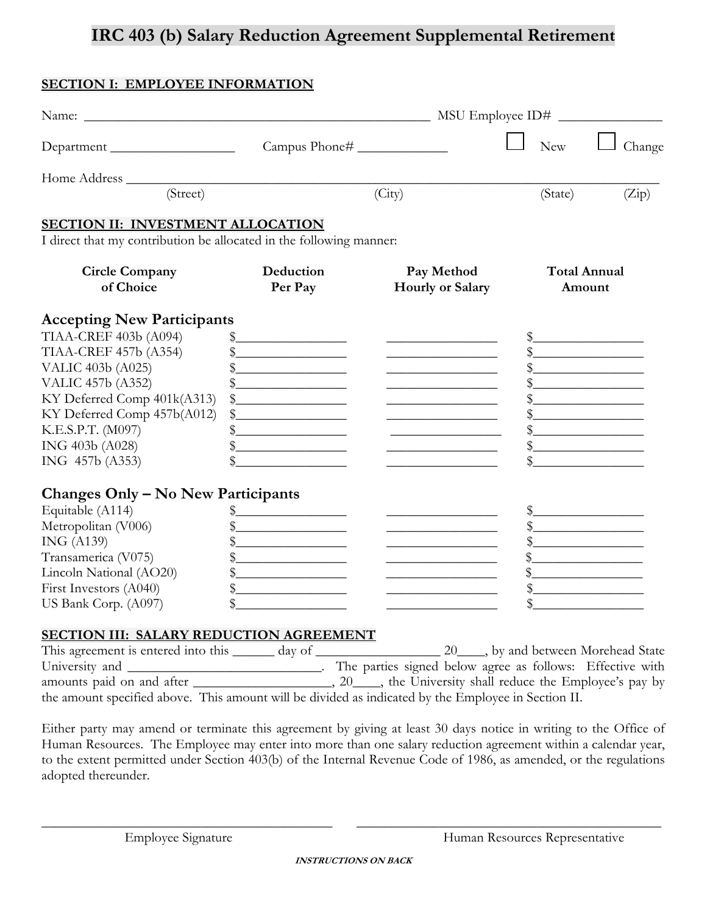# IRC 403 (b) Salary Reduction Agreement Supplemental Retirement

## SECTION I: EMPLOYEE INFORMATION

Name: ______________________________________________ MSU Employee ID# _______________

Department _________________ Campus Phone# ____________ ☐ New ☐ Change

Home Address ____________________________________________________________________
(Street) (City) (State) (Zip)

## SECTION II: INVESTMENT ALLOCATION

I direct that my contribution be allocated in the following manner:

| Circle Company of Choice | Deduction Per Pay | Pay Method Hourly or Salary | Total Annual Amount |
|---|---|---|---|
| **Accepting New Participants** | | | |
| TIAA-CREF 403b (A094) | $_______________ | _______________ | $_______________ |
| TIAA-CREF 457b (A354) | $_______________ | _______________ | $_______________ |
| VALIC 403b (A025) | $_______________ | _______________ | $_______________ |
| VALIC 457b (A352) | $_______________ | _______________ | $_______________ |
| KY Deferred Comp 401k(A313) | $_______________ | _______________ | $_______________ |
| KY Deferred Comp 457b(A012) | $_______________ | _______________ | $_______________ |
| K.E.S.P.T. (M097) | $_______________ | _______________ | $_______________ |
| ING 403b (A028) | $_______________ | _______________ | $_______________ |
| ING 457b (A353) | $_______________ | _______________ | $_______________ |
| **Changes Only – No New Participants** | | | |
| Equitable (A114) | $_______________ | _______________ | $_______________ |
| Metropolitan (V006) | $_______________ | _______________ | $_______________ |
| ING (A139) | $_______________ | _______________ | $_______________ |
| Transamerica (V075) | $_______________ | _______________ | $_______________ |
| Lincoln National (AO20) | $_______________ | _______________ | $_______________ |
| First Investors (A040) | $_______________ | _______________ | $_______________ |
| US Bank Corp. (A097) | $_______________ | _______________ | $_______________ |

## SECTION III: SALARY REDUCTION AGREEMENT

This agreement is entered into this ______ day of __________________ 20____, by and between Morehead State University and ____________________________. The parties signed below agree as follows: Effective with amounts paid on and after ____________________, 20____, the University shall reduce the Employee's pay by the amount specified above. This amount will be divided as indicated by the Employee in Section II.

Either party may amend or terminate this agreement by giving at least 30 days notice in writing to the Office of Human Resources. The Employee may enter into more than one salary reduction agreement within a calendar year, to the extent permitted under Section 403(b) of the Internal Revenue Code of 1986, as amended, or the regulations adopted thereunder.

_________________________________ Employee Signature

_________________________________ Human Resources Representative

***INSTRUCTIONS ON BACK***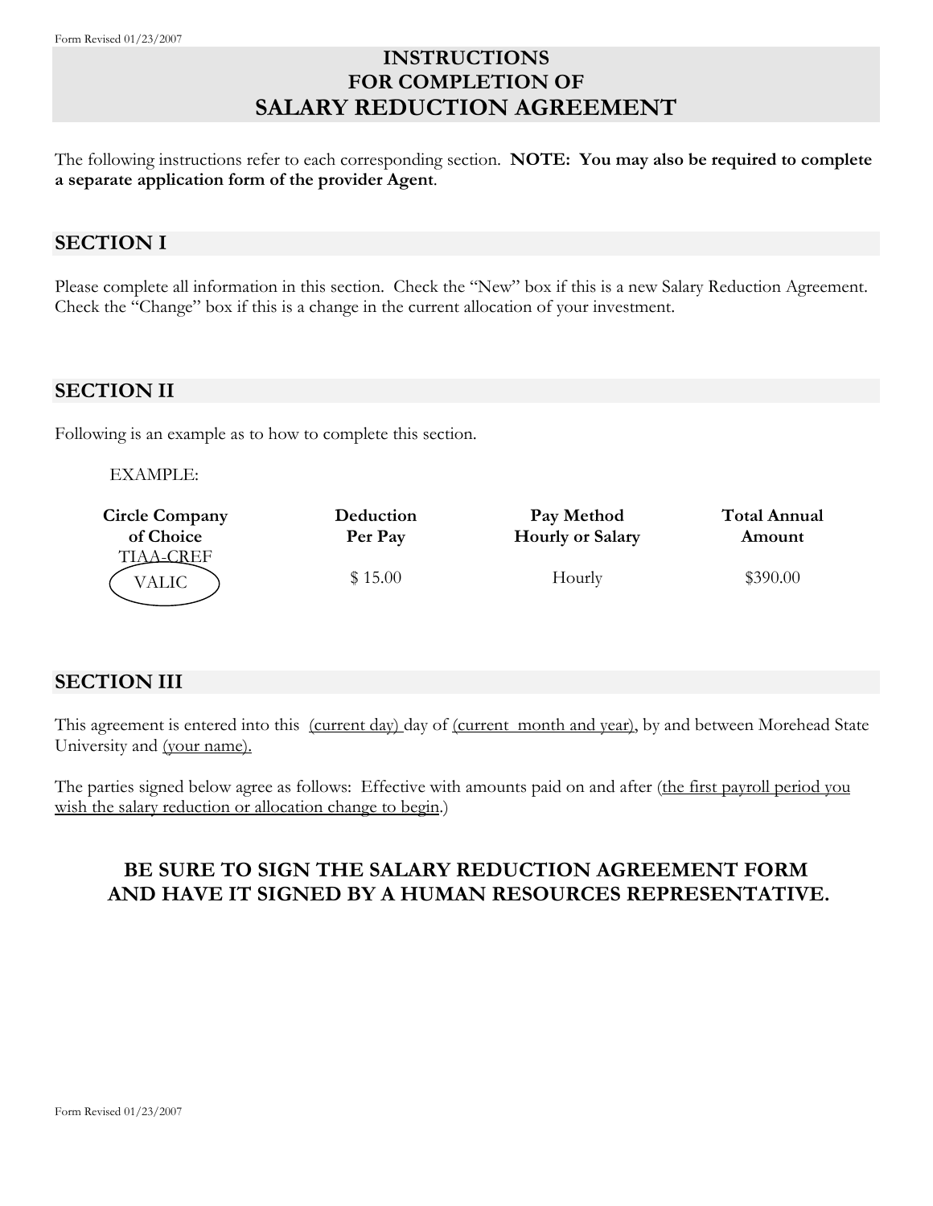# INSTRUCTIONS FOR COMPLETION OF SALARY REDUCTION AGREEMENT

The following instructions refer to each corresponding section. **NOTE: You may also be required to complete a separate application form of the provider Agent**.

## SECTION I

Please complete all information in this section. Check the "New" box if this is a new Salary Reduction Agreement. Check the "Change" box if this is a change in the current allocation of your investment.

## SECTION II

Following is an example as to how to complete this section.

EXAMPLE:

| Circle Company of Choice | Deduction Per Pay | Pay Method Hourly or Salary | Total Annual Amount |
|---|---|---|---|
| TIAA-CREF | | | |
| VALIC (circled) | $ 15.00 | Hourly | $390.00 |

## SECTION III

This agreement is entered into this <u>(current day)</u> day of <u>(current month and year)</u>, by and between Morehead State University and <u>(your name).</u>

The parties signed below agree as follows: Effective with amounts paid on and after (<u>the first payroll period you wish the salary reduction or allocation change to begin</u>.)

**BE SURE TO SIGN THE SALARY REDUCTION AGREEMENT FORM AND HAVE IT SIGNED BY A HUMAN RESOURCES REPRESENTATIVE.**